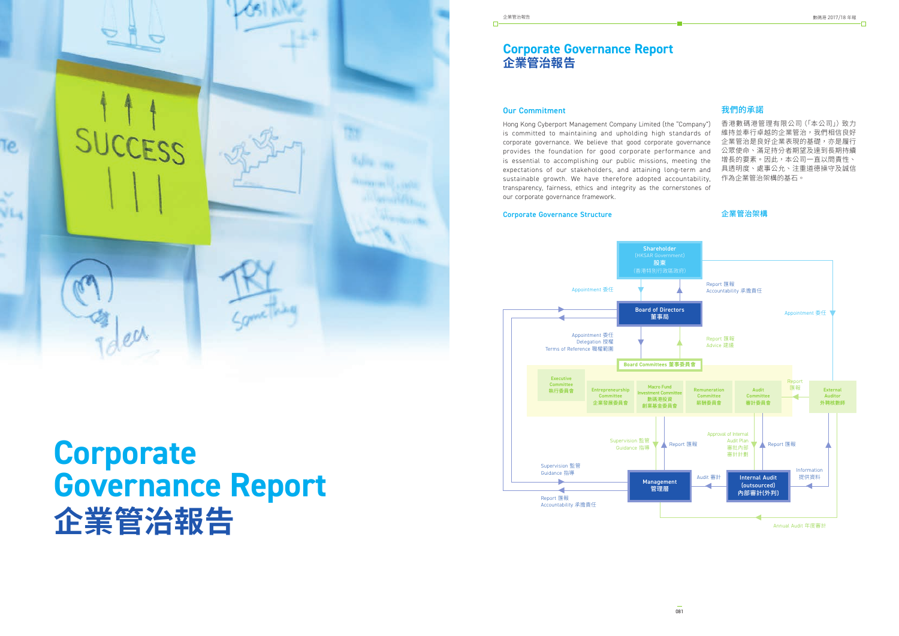# Corporate Governance Report
# 企業管治報告

## Corporate Governance Report
## 企業管治報告

### Our Commitment

Hong Kong Cyberport Management Company Limited (the "Company") is committed to maintaining and upholding high standards of corporate governance. We believe that good corporate governance provides the foundation for good corporate performance and is essential to accomplishing our public missions, meeting the expectations of our stakeholders, and attaining long-term and sustainable growth. We have therefore adopted accountability, transparency, fairness, ethics and integrity as the cornerstones of our corporate governance framework.

### 我們的承諾

香港數碼港管理有限公司（「本公司」）致力維持並奉行卓越的企業管治，我們相信良好企業管治是良好企業表現的基礎，亦是履行公眾使命、滿足持分者期望及達到長期持續增長的要素。因此，本公司一直以問責性、具透明度、處事公允、注重道德操守及誠信作為企業管治架構的基石。

### Corporate Governance Structure

### 企業管治架構

- Shareholder (HKSAR Government) 股東（香港特別行政區政府）
  - Appointment 委任 → Board of Directors 董事局
  - Board of Directors → Shareholder: Report 匯報, Accountability 承擔責任
  - Appointment 委任 → External Auditor 外聘核數師
- Board of Directors 董事局
  - Appointment 委任, Delegation 授權, Terms of Reference 職權範圍 → Board Committees 董事委員會
  - Board Committees → Board of Directors: Report 匯報, Advice 建議
  - Supervision 監管, Guidance 指導 → Management 管理層
  - Management → Board of Directors: Report 匯報, Accountability 承擔責任
- Board Committees 董事委員會
  - Executive Committee 執行委員會
  - Entrepreneurship Committee 企業發展委員會
  - Macro Fund Investment Committee 數碼港投資創業基金委員會
  - Remuneration Committee 薪酬委員會
  - Audit Committee 審計委員會
  - Board Committees: Supervision 監管, Guidance 指導 → Management 管理層
  - Management → Board Committees: Report 匯報
  - Audit Committee: Approval of Internal Audit Plan 審批內部審計計劃 → Internal Audit (outsourced) 內部審計（外判）
  - Internal Audit → Audit Committee: Report 匯報
  - External Auditor → Audit Committee: Report 匯報
- Internal Audit (outsourced) 內部審計（外判）
  - Audit 審計 → Management 管理層
  - External Auditor → Internal Audit: Information 提供資料
- External Auditor 外聘核數師
  - Annual Audit 年度審計 → Management 管理層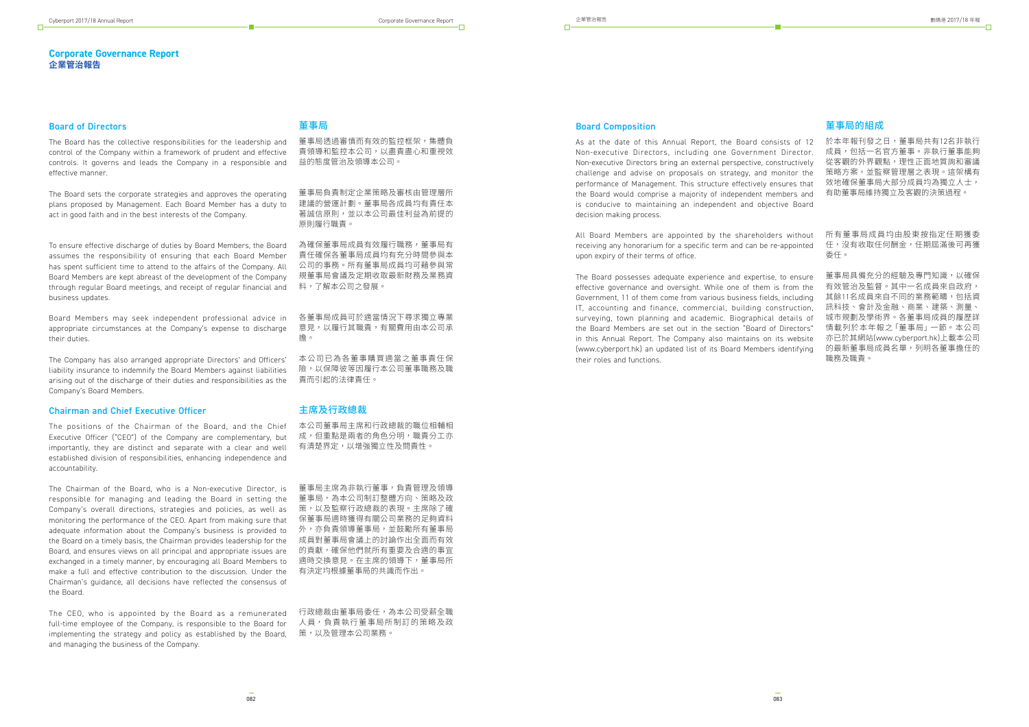# Corporate Governance Report
# 企業管治報告

## Board of Directors

The Board has the collective responsibilities for the leadership and control of the Company within a framework of prudent and effective controls. It governs and leads the Company in a responsible and effective manner.

The Board sets the corporate strategies and approves the operating plans proposed by Management. Each Board Member has a duty to act in good faith and in the best interests of the Company.

To ensure effective discharge of duties by Board Members, the Board assumes the responsibility of ensuring that each Board Member has spent sufficient time to attend to the affairs of the Company. All Board Members are kept abreast of the development of the Company through regular Board meetings, and receipt of regular financial and business updates.

Board Members may seek independent professional advice in appropriate circumstances at the Company's expense to discharge their duties.

The Company has also arranged appropriate Directors' and Officers' liability insurance to indemnify the Board Members against liabilities arising out of the discharge of their duties and responsibilities as the Company's Board Members.

## 董事局

董事局透過審慎而有效的監控框架，集體負責領導和監控本公司，以盡責盡心和重視效益的態度管治及領導本公司。

董事局負責制定企業策略及審核由管理層所建議的營運計劃。董事局各成員均有責任本著誠信原則，並以本公司最佳利益為前提的原則履行職責。

為確保董事局成員有效履行職務，董事局有責任確保各董事局成員均有充分時間參與本公司的事務。所有董事局成員均可藉參與常規董事局會議及定期收取最新財務及業務資料，了解本公司之發展。

各董事局成員可於適當情況下尋求獨立專業意見，以履行其職責，有關費用由本公司承擔。

本公司已為各董事購買適當之董事責任保險，以保障彼等因履行本公司董事職務及職責而引起的法律責任。

## Chairman and Chief Executive Officer

The positions of the Chairman of the Board, and the Chief Executive Officer ("CEO") of the Company are complementary, but importantly, they are distinct and separate with a clear and well established division of responsibilities, enhancing independence and accountability.

The Chairman of the Board, who is a Non-executive Director, is responsible for managing and leading the Board in setting the Company's overall directions, strategies and policies, as well as monitoring the performance of the CEO. Apart from making sure that adequate information about the Company's business is provided to the Board on a timely basis, the Chairman provides leadership for the Board, and ensures views on all principal and appropriate issues are exchanged in a timely manner, by encouraging all Board Members to make a full and effective contribution to the discussion. Under the Chairman's guidance, all decisions have reflected the consensus of the Board.

The CEO, who is appointed by the Board as a remunerated full-time employee of the Company, is responsible to the Board for implementing the strategy and policy as established by the Board, and managing the business of the Company.

## 主席及行政總裁

本公司董事局主席和行政總裁的職位相輔相成，但重點是兩者的角色分明，職責分工亦有清楚界定，以增強獨立性及問責性。

董事局主席為非執行董事，負責管理及領導董事局，為本公司制訂整體方向、策略及政策，以及監察行政總裁的表現。主席除了確保董事局適時獲得有關公司業務的足夠資料外，亦負責領導董事局，並鼓勵所有董事局成員對董事局會議上的討論作出全面而有效的貢獻，確保他們就所有重要及合適的事宜適時交換意見。在主席的領導下，董事局所有決定均根據董事局的共識而作出。

行政總裁由董事局委任，為本公司受薪全職人員，負責執行董事局所制訂的策略及政策，以及管理本公司業務。

## Board Composition

As at the date of this Annual Report, the Board consists of 12 Non-executive Directors, including one Government Director. Non-executive Directors bring an external perspective, constructively challenge and advise on proposals on strategy, and monitor the performance of Management. This structure effectively ensures that the Board would comprise a majority of independent members and is conducive to maintaining an independent and objective Board decision making process.

All Board Members are appointed by the shareholders without receiving any honorarium for a specific term and can be re-appointed upon expiry of their terms of office.

The Board possesses adequate experience and expertise, to ensure effective governance and oversight. While one of them is from the Government, 11 of them come from various business fields, including IT, accounting and finance, commercial, building construction, surveying, town planning and academic. Biographical details of the Board Members are set out in the section "Board of Directors" in this Annual Report. The Company also maintains on its website (www.cyberport.hk) an updated list of its Board Members identifying their roles and functions.

## 董事局的組成

於本年報刊發之日，董事局共有12名非執行成員，包括一名官方董事。非執行董事能夠從客觀的外界觀點，理性正面地質詢和審議策略方案，並監察管理層之表現。這架構有效地確保董事局大部分成員均為獨立人士，有助董事局維持獨立及客觀的決策過程。

所有董事局成員均由股東按指定任期獲委任，沒有收取任何酬金，任期屆滿後可再獲委任。

董事局具備充分的經驗及專門知識，以確保有效管治及監督。其中一名成員來自政府，其餘11名成員來自不同的業務範疇，包括資訊科技、會計及金融、商業、建築、測量、城市規劃及學術界。各董事局成員的履歷詳情載列於本年報之「董事局」一節。本公司亦已於其網站(www.cyberport.hk)上載本公司的最新董事局成員名單，列明各董事擔任的職務及職責。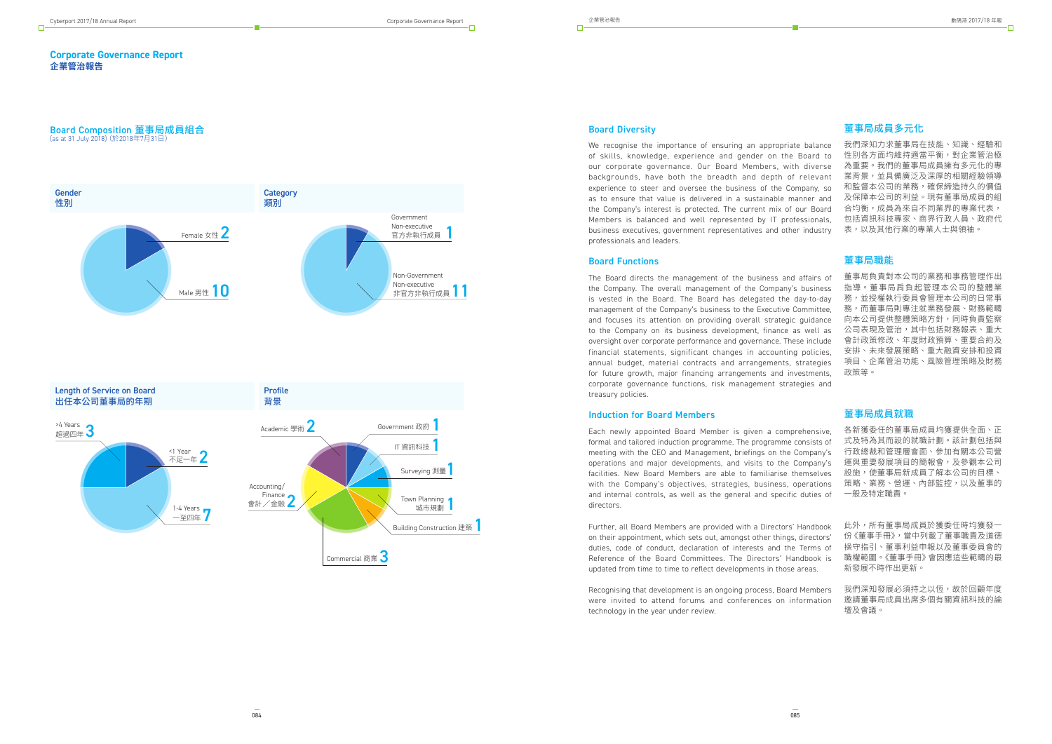# Corporate Governance Report
# 企業管治報告

## Board Composition 董事局成員組合
(as at 31 July 2018) (於2018年7月31日)

### Gender 性別

- Female 女性 2
- Male 男性 10

### Category 類別

- Government Non-executive 官方非執行成員 1
- Non-Government Non-executive 非官方非執行成員 11

### Length of Service on Board 出任本公司董事局的年期

- >4 Years 超過四年 3
- <1 Year 不足一年 2
- 1-4 Years 一至四年 7

### Profile 背景

- Academic 學術 2
- Government 政府 1
- IT 資訊科技 1
- Surveying 測量 1
- Accounting/Finance 會計／金融 2
- Town Planning 城市規劃 1
- Building Construction 建築 1
- Commercial 商業 3

## Board Diversity

We recognise the importance of ensuring an appropriate balance of skills, knowledge, experience and gender on the Board to our corporate governance. Our Board Members, with diverse backgrounds, have both the breadth and depth of relevant experience to steer and oversee the business of the Company, so as to ensure that value is delivered in a sustainable manner and the Company's interest is protected. The current mix of our Board Members is balanced and well represented by IT professionals, business executives, government representatives and other industry professionals and leaders.

## 董事局成員多元化

我們深知力求董事局在技能、知識、經驗和性別各方面均維持適當平衡，對企業管治極為重要。我們的董事局成員擁有多元化的專業背景，並具備廣泛及深厚的相關經驗領導和監督本公司的業務，確保締造持久的價值及保障本公司的利益。現有董事局成員的組合均衡，成員為來自不同業界的專業代表，包括資訊科技專家、商界行政人員、政府代表，以及其他行業的專業人士與領袖。

## Board Functions

The Board directs the management of the business and affairs of the Company. The overall management of the Company's business is vested in the Board. The Board has delegated the day-to-day management of the Company's business to the Executive Committee, and focuses its attention on providing overall strategic guidance to the Company on its business development, finance as well as oversight over corporate performance and governance. These include financial statements, significant changes in accounting policies, annual budget, material contracts and arrangements, strategies for future growth, major financing arrangements and investments, corporate governance functions, risk management strategies and treasury policies.

## 董事局職能

董事局負責對本公司的業務和事務管理作出指導。董事局肩負起管理本公司的整體業務，並授權執行委員會管理本公司的日常事務，而董事局則專注就業務發展、財務範疇向本公司提供整體策略方針，同時負責監察公司表現及管治，其中包括財務報表、重大會計政策修改、年度財政預算、重要合約及安排、未來發展策略、重大融資安排和投資項目、企業管治功能、風險管理策略及財務政策等。

## Induction for Board Members

Each newly appointed Board Member is given a comprehensive, formal and tailored induction programme. The programme consists of meeting with the CEO and Management, briefings on the Company's operations and major developments, and visits to the Company's facilities. New Board Members are able to familiarise themselves with the Company's objectives, strategies, business, operations and internal controls, as well as the general and specific duties of directors.

Further, all Board Members are provided with a Directors' Handbook on their appointment, which sets out, amongst other things, directors' duties, code of conduct, declaration of interests and the Terms of Reference of the Board Committees. The Directors' Handbook is updated from time to time to reflect developments in those areas.

Recognising that development is an ongoing process, Board Members were invited to attend forums and conferences on information technology in the year under review.

## 董事局成員就職

各新獲委任的董事局成員均獲提供全面、正式及特為其而設的就職計劃。該計劃包括與行政總裁和管理層會面、參加有關本公司營運與重要發展項目的簡報會，及參觀本公司設施，使董事局新成員了解本公司的目標、策略、業務、營運、內部監控，以及董事的一般及特定職責。

此外，所有董事局成員於獲委任時均獲發一份《董事手冊》，當中列載了董事職責及道德操守指引、董事利益申報以及董事委員會的職權範圍。《董事手冊》會因應這些範疇的最新發展不時作出更新。

我們深知發展必須持之以恆，故於回顧年度邀請董事局成員出席多個有關資訊科技的論壇及會議。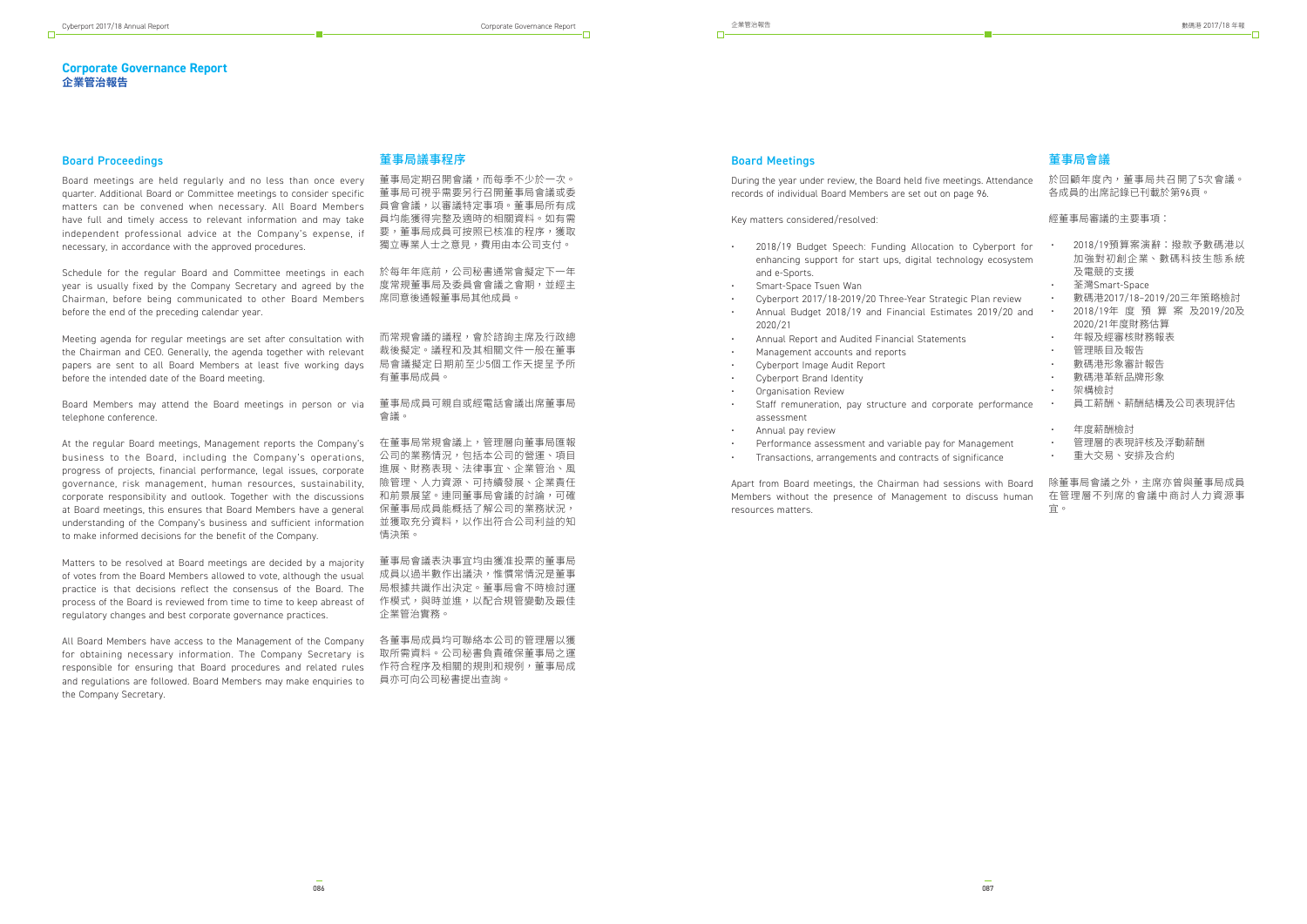## Corporate Governance Report
## 企業管治報告

### Board Proceedings

Board meetings are held regularly and no less than once every quarter. Additional Board or Committee meetings to consider specific matters can be convened when necessary. All Board Members have full and timely access to relevant information and may take independent professional advice at the Company's expense, if necessary, in accordance with the approved procedures.

Schedule for the regular Board and Committee meetings in each year is usually fixed by the Company Secretary and agreed by the Chairman, before being communicated to other Board Members before the end of the preceding calendar year.

Meeting agenda for regular meetings are set after consultation with the Chairman and CEO. Generally, the agenda together with relevant Board papers are sent to all Board Members at least five working days before the intended date of the Board meeting.

Board Members may attend the Board meetings in person or via telephone conference.

At the regular Board meetings, Management reports the Company's business to the Board, including the Company's operations, progress of projects, financial performance, legal issues, corporate governance, risk management, human resources, sustainability, corporate responsibility and outlook. Together with the discussions at Board meetings, this ensures that Board Members have a general understanding of the Company's business and sufficient information to make informed decisions for the benefit of the Company.

Matters to be resolved at Board meetings are decided by a majority of votes from the Board Members allowed to vote, although the usual practice is that decisions reflect the consensus of the Board. The process of the Board is reviewed from time to time to keep abreast of regulatory changes and best corporate governance practices.

All Board Members have access to the Management of the Company for obtaining necessary information. The Company Secretary is responsible for ensuring that Board procedures and related rules and regulations are followed. Board Members may make enquiries to the Company Secretary.

### 董事局議事程序

董事局定期召開會議，而每季不少於一次。董事局可視乎需要另行召開董事局會議或委員會會議，以審議特定事項。董事局所有成員均能獲得完整及適時的相關資料。如有需要，董事局成員可按照已核准的程序，獲取獨立專業人士之意見，費用由本公司支付。

於每年年底前，公司秘書通常會擬定下一年度常規董事局及委員會會議之會期，並經主席同意後通報董事局其他成員。

而常規會議的議程，會於諮詢主席及行政總裁後擬定。議程和及其相關文件一般在董事局會議擬定日期前至少5個工作天提呈予所有董事局成員。

董事局成員可親自或經電話會議出席董事局會議。

在董事局常規會議上，管理層向董事局匯報公司的業務情況，包括本公司的營運、項目進展、財務表現、法律事宜、企業管治、風險管理、人力資源、可持續發展、企業責任和前景展望。連同董事局會議的討論，可確保董事局成員能概括了解公司的業務狀況，並獲取充分資料，以作出符合公司利益的知情決策。

董事局會議表決事宜均由獲准投票的董事局成員以過半數作出議決，惟慣常情況是董事局根據共識作出決定。董事局會不時檢討運作模式，與時並進，以配合規管變動及最佳企業管治實務。

各董事局成員均可聯絡本公司的管理層以獲取所需資料。公司秘書負責確保董事局之運作符合程序及相關的規則和規例，董事局成員亦可向公司秘書提出查詢。

### Board Meetings

During the year under review, the Board held five meetings. Attendance records of individual Board Members are set out on page 96.

Key matters considered/resolved:

- 2018/19 Budget Speech: Funding Allocation to Cyberport for enhancing support for start ups, digital technology ecosystem and e-Sports.
- Smart-Space Tsuen Wan
- Cyberport 2017/18-2019/20 Three-Year Strategic Plan review
- Annual Budget 2018/19 and Financial Estimates 2019/20 and 2020/21
- Annual Report and Audited Financial Statements
- Management accounts and reports
- Cyberport Image Audit Report
- Cyberport Brand Identity
- Organisation Review
- Staff remuneration, pay structure and corporate performance assessment
- Annual pay review
- Performance assessment and variable pay for Management
- Transactions, arrangements and contracts of significance

Apart from Board meetings, the Chairman had sessions with Board Members without the presence of Management to discuss human resources matters.

### 董事局會議

於回顧年度內，董事局共召開了5次會議。各成員的出席記錄已刊載於第96頁。

經董事局審議的主要事項：

- 2018/19預算案演辭：撥款予數碼港以加強對初創企業、數碼科技生態系統及電競的支援
- 荃灣Smart-Space
- 數碼港2017/18-2019/20三年策略檢討
- 2018/19年度預算案及2019/20及2020/21年度財務估算
- 年報及經審核財務報表
- 管理賬目及報告
- 數碼港形象審計報告
- 數碼港革新品牌形象
- 架構檢討
- 員工薪酬、薪酬結構及公司表現評估
- 年度薪酬檢討
- 管理層的表現評核及浮動薪酬
- 重大交易、安排及合約

除董事局會議之外，主席亦曾與董事局成員在管理層不列席的會議中商討人力資源事宜。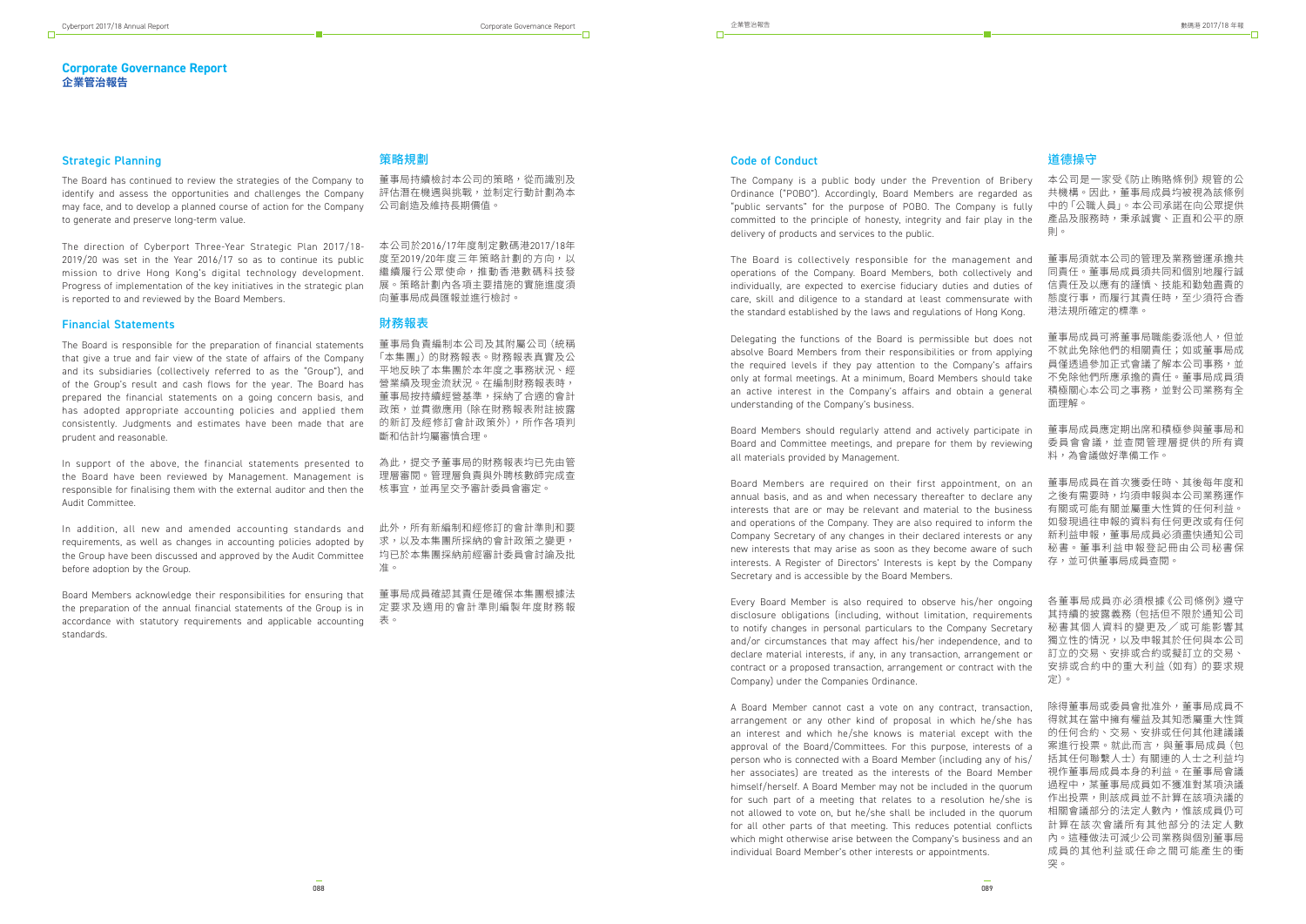# Corporate Governance Report
# 企業管治報告

## Strategic Planning

The Board has continued to review the strategies of the Company to identify and assess the opportunities and challenges the Company may face, and to develop a planned course of action for the Company to generate and preserve long-term value.

The direction of Cyberport Three-Year Strategic Plan 2017/18-2019/20 was set in the Year 2016/17 so as to continue its public mission to drive Hong Kong's digital technology development. Progress of implementation of the key initiatives in the strategic plan is reported to and reviewed by the Board Members.

## 策略規劃

董事局持續檢討本公司的策略，從而識別及評估潛在機遇與挑戰，並制定行動計劃為本公司創造及維持長期價值。

本公司於2016/17年度制定數碼港2017/18年度至2019/20年度三年策略計劃的方向，以繼續履行公眾使命，推動香港數碼科技發展。策略計劃內各項主要措施的實施進度須向董事局成員匯報並進行檢討。

## Financial Statements

The Board is responsible for the preparation of financial statements that give a true and fair view of the state of affairs of the Company and its subsidiaries (collectively referred to as the "Group"), and of the Group's result and cash flows for the year. The Board has prepared the financial statements on a going concern basis, and has adopted appropriate accounting policies and applied them consistently. Judgments and estimates have been made that are prudent and reasonable.

In support of the above, the financial statements presented to the Board have been reviewed by Management. Management is responsible for finalising them with the external auditor and then the Audit Committee.

In addition, all new and amended accounting standards and requirements, as well as changes in accounting policies adopted by the Group have been discussed and approved by the Audit Committee before adoption by the Group.

Board Members acknowledge their responsibilities for ensuring that the preparation of the annual financial statements of the Group is in accordance with statutory requirements and applicable accounting standards.

## 財務報表

董事局負責編制本公司及其附屬公司（統稱「本集團」）的財務報表。財務報表真實及公平地反映了本集團於本年度之事務狀況、經營業績及現金流狀況。在編制財務報表時，董事局按持續經營基準，採納了合適的會計政策，並貫徹應用（除在財務報表附註披露的新訂及經修訂會計政策外），所作各項判斷和估計均屬審慎合理。

為此，提交予董事局的財務報表均已先由管理層審閱。管理層負責與外聘核數師完成查核事宜，並再呈交予審計委員會審定。

此外，所有新編制和經修訂的會計準則和要求，以及本集團所採納的會計政策之變更，均已於本集團採納前經審計委員會討論及批准。

董事局成員確認其責任是確保本集團根據法定要求及適用的會計準則編製年度財務報表。

## Code of Conduct

The Company is a public body under the Prevention of Bribery Ordinance ("POBO"). Accordingly, Board Members are regarded as "public servants" for the purpose of POBO. The Company is fully committed to the principle of honesty, integrity and fair play in the delivery of products and services to the public.

The Board is collectively responsible for the management and operations of the Company. Board Members, both collectively and individually, are expected to exercise fiduciary duties and duties of care, skill and diligence to a standard at least commensurate with the standard established by the laws and regulations of Hong Kong.

Delegating the functions of the Board is permissible but does not absolve Board Members from their responsibilities or from applying the required levels if they pay attention to the Company's affairs only at formal meetings. At a minimum, Board Members should take an active interest in the Company's affairs and obtain a general understanding of the Company's business.

Board Members should regularly attend and actively participate in Board and Committee meetings, and prepare for them by reviewing all materials provided by Management.

Board Members are required on their first appointment, on an annual basis, and as and when necessary thereafter to declare any interests that are or may be relevant and material to the business and operations of the Company. They are also required to inform the Company Secretary of any changes in their declared interests or any new interests that may arise as soon as they become aware of such interests. A Register of Directors' Interests is kept by the Company Secretary and is accessible by the Board Members.

Every Board Member is also required to observe his/her ongoing disclosure obligations (including, without limitation, requirements to notify changes in personal particulars to the Company Secretary and/or circumstances that may affect his/her independence, and to declare material interests, if any, in any transaction, arrangement or contract or a proposed transaction, arrangement or contract with the Company) under the Companies Ordinance.

A Board Member cannot cast a vote on any contract, transaction, arrangement or any other kind of proposal in which he/she has an interest and which he/she knows is material except with the approval of the Board/Committees. For this purpose, interests of a person who is connected with a Board Member (including any of his/her associates) are treated as the interests of the Board Member himself/herself. A Board Member may not be included in the quorum for such part of a meeting that relates to a resolution he/she is not allowed to vote on, but he/she shall be included in the quorum for all other parts of that meeting. This reduces potential conflicts which might otherwise arise between the Company's business and an individual Board Member's other interests or appointments.

## 道德操守

本公司是一家受《防止賄賂條例》規管的公共機構。因此，董事局成員均被視為該條例中的「公職人員」。本公司承諾在向公眾提供產品及服務時，秉承誠實、正直和公平的原則。

董事局須就本公司的管理及業務營運承擔共同責任。董事局成員須共同和個別地履行誠信責任及以應有的謹慎、技能和勤勉盡責的態度行事，而履行其責任時，至少須符合香港法規所確定的標準。

董事局成員可將董事局職能委派他人，但並不就此免除他們的相關責任；如或董事局成員僅透過參加正式會議了解本公司事務，並不免除他們所應承擔的責任。董事局成員須積極關心本公司之事務，並對公司業務有全面理解。

董事局成員應定期出席和積極參與董事局和委員會會議，並查閱管理層提供的所有資料，為會議做好準備工作。

董事局成員在首次獲委任時、其後每年度和之後有需要時，均須申報與本公司業務運作有關或可能有關並屬重大性質的任何利益。如發現過往申報的資料有任何更改或有任何新利益申報，董事局成員必須盡快通知公司秘書。董事利益申報登記冊由公司秘書保存，並可供董事局成員查閱。

各董事局成員亦必須根據《公司條例》遵守其持續的披露義務（包括但不限於通知公司秘書其個人資料的變更及／或可能影響其獨立性的情況，以及申報其於任何與本公司訂立的交易、安排或合約或擬訂立的交易、安排或合約中的重大利益（如有）的要求規定）。

除得董事局或委員會批准外，董事局成員不得就其在當中擁有權益及其知悉屬重大性質的任何合約、交易、安排或任何其他建議議案進行投票。就此而言，與董事局成員（包括其任何聯繫人士）有關連的人士之利益均視作董事局成員本身的利益。在董事局會議過程中，某董事局成員如不獲准對某項決議作出投票，則該成員並不計算在該項決議的相關會議部分的法定人數內，惟該成員仍可計算在該次會議所有其他部分的法定人數內。這種做法可減少公司業務與個別董事局成員的其他利益或任命之間可能產生的衝突。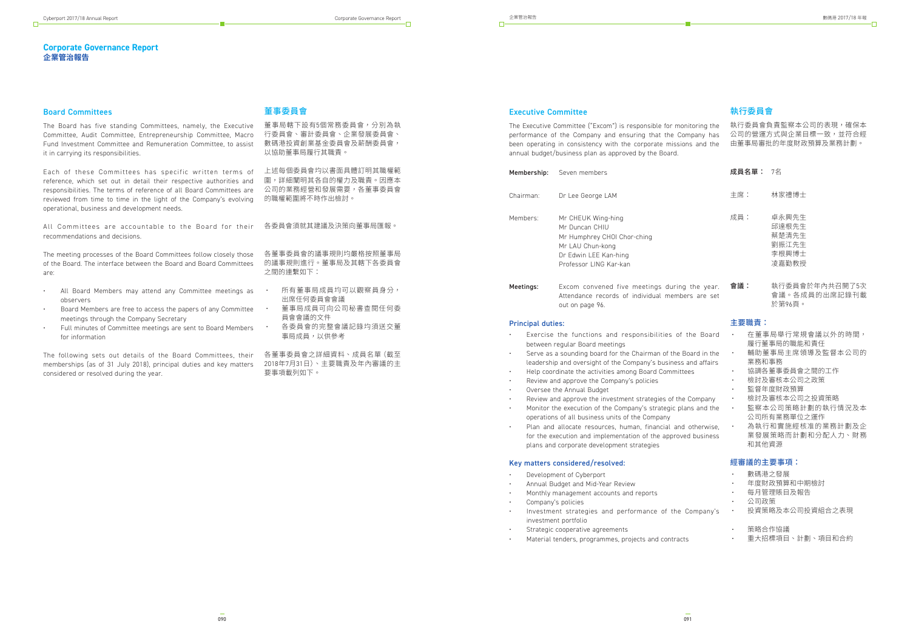# Corporate Governance Report
# 企業管治報告

## Board Committees

The Board has five standing Committees, namely, the Executive Committee, Audit Committee, Entrepreneurship Committee, Macro Fund Investment Committee and Remuneration Committee, to assist it in carrying its responsibilities.

Each of these Committees has specific written terms of reference, which set out in detail their respective authorities and responsibilities. The terms of reference of all Board Committees are reviewed from time to time in the light of the Company's evolving operational, business and development needs.

All Committees are accountable to the Board for their recommendations and decisions.

The meeting processes of the Board Committees follow closely those of the Board. The interface between the Board and Board Committees are:

- All Board Members may attend any Committee meetings as observers
- Board Members are free to access the papers of any Committee meetings through the Company Secretary
- Full minutes of Committee meetings are sent to Board Members for information

The following sets out details of the Board Committees, their memberships (as of 31 July 2018), principal duties and key matters considered or resolved during the year.

## 董事委員會

董事局轄下設有5個常務委員會，分別為執行委員會、審計委員會、企業發展委員會、數碼港投資創業基金委員會及薪酬委員會，以協助董事局履行其職責。

上述每個委員會均以書面具體訂明其職權範圍，詳細闡明其各自的權力及職責。因應本公司的業務經營和發展需要，各董事委員會的職權範圍將不時作出檢討。

各委員會須就其建議及決策向董事局匯報。

各董事委員會的議事規則均嚴格按照董事局的議事規則進行。董事局及其轄下各委員會之間的連繫如下：

- 所有董事局成員均可以觀察員身分，出席任何委員會會議
- 董事局成員可向公司秘書查閱任何委員會會議的文件
- 各委員會的完整會議記錄均須送交董事局成員，以供參考

各董事委員會之詳細資料、成員名單（截至2018年7月31日）、主要職責及年內審議的主要事項載列如下。

## Executive Committee

The Executive Committee ("Excom") is responsible for monitoring the performance of the Company and ensuring that the Company has been operating in consistency with the corporate missions and the annual budget/business plan as approved by the Board.

**Membership:** Seven members

Chairman: Dr Lee George LAM

Members: Mr CHEUK Wing-hing
Mr Duncan CHIU
Mr Humphrey CHOI Chor-ching
Mr LAU Chun-kong
Dr Edwin LEE Kan-hing
Professor LING Kar-kan

**Meetings:** Excom convened five meetings during the year. Attendance records of individual members are set out on page 96.

### Principal duties:

- Exercise the functions and responsibilities of the Board between regular Board meetings
- Serve as a sounding board for the Chairman of the Board in the leadership and oversight of the Company's business and affairs
- Help coordinate the activities among Board Committees
- Review and approve the Company's policies
- Oversee the Annual Budget
- Review and approve the investment strategies of the Company
- Monitor the execution of the Company's strategic plans and the operations of all business units of the Company
- Plan and allocate resources, human, financial and otherwise, for the execution and implementation of the approved business plans and corporate development strategies

### Key matters considered/resolved:

- Development of Cyberport
- Annual Budget and Mid-Year Review
- Monthly management accounts and reports
- Company's policies
- Investment strategies and performance of the Company's investment portfolio
- Strategic cooperative agreements
- Material tenders, programmes, projects and contracts

## 執行委員會

執行委員會負責監察本公司的表現，確保本公司的營運方式與企業目標一致，並符合經由董事局審批的年度財政預算及業務計劃。

**成員名單：** 7名

主席： 林家禮博士

成員： 卓永興先生
邱達根先生
蔡楚清先生
劉振江先生
李根興博士
凌嘉勤教授

**會議：** 執行委員會於年內共召開了5次會議。各成員的出席記錄刊載於第96頁。

### 主要職責：

- 在董事局舉行常規會議以外的時間，履行董事局的職能和責任
- 輔助董事局主席領導及監督本公司的業務和事務
- 協調各董事委員會之間的工作
- 檢討及審核本公司之政策
- 監督年度財政預算
- 檢討及審核本公司之投資策略
- 監察本公司策略計劃的執行情況及本公司所有業務單位之運作
- 為執行和實施經核准的業務計劃及企業發展策略而計劃和分配人力、財務和其他資源

### 經審議的主要事項：

- 數碼港之發展
- 年度財政預算和中期檢討
- 每月管理賬目及報告
- 公司政策
- 投資策略及本公司投資組合之表現
- 策略合作協議
- 重大招標項目、計劃、項目和合約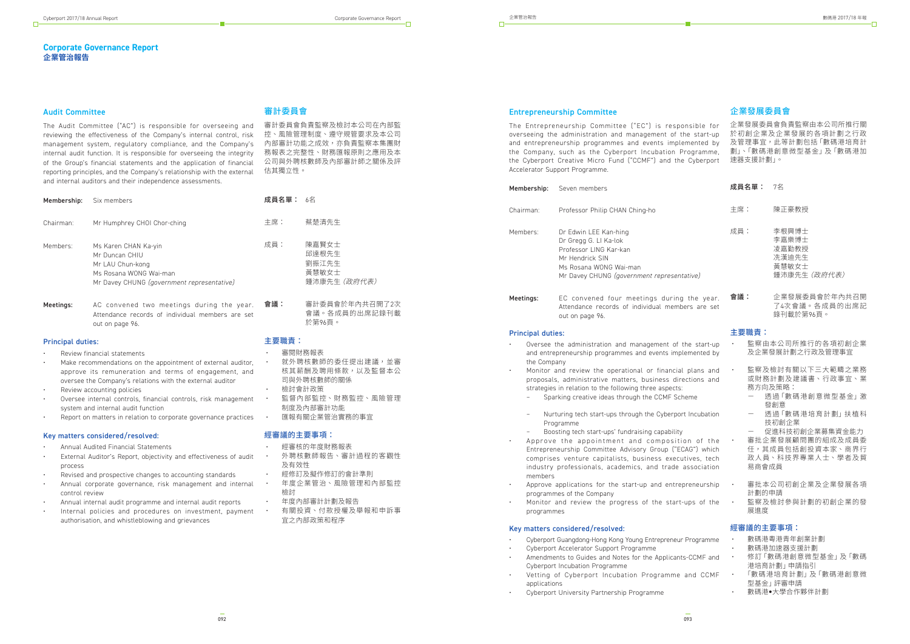# Corporate Governance Report
# 企業管治報告

## Audit Committee

The Audit Committee ("AC") is responsible for overseeing and reviewing the effectiveness of the Company's internal control, risk management system, regulatory compliance, and the Company's internal audit function. It is responsible for overseeing the integrity of the Group's financial statements and the application of financial reporting principles, and the Company's relationship with the external and internal auditors and their independence assessments.

**Membership:** Six members

Chairman: Mr Humphrey CHOI Chor-ching

Members:
Ms Karen CHAN Ka-yin
Mr Duncan CHIU
Mr LAU Chun-kong
Ms Rosana WONG Wai-man
Mr Davey CHUNG *(government representative)*

**Meetings:** AC convened two meetings during the year. Attendance records of individual members are set out on page 96.

### Principal duties:

- Review financial statements
- Make recommendations on the appointment of external auditor, approve its remuneration and terms of engagement, and oversee the Company's relations with the external auditor
- Review accounting policies
- Oversee internal controls, financial controls, risk management system and internal audit function
- Report on matters in relation to corporate governance practices

### Key matters considered/resolved:

- Annual Audited Financial Statements
- External Auditor's Report, objectivity and effectiveness of audit process
- Revised and prospective changes to accounting standards
- Annual corporate governance, risk management and internal control review
- Annual internal audit programme and internal audit reports
- Internal policies and procedures on investment, payment authorisation, and whistleblowing and grievances

## 審計委員會

審計委員會負責監察及檢討本公司在內部監控、風險管理制度、遵守規管要求及本公司內部審計功能之成效，亦負責監察本集團財務報表之完整性、財務匯報原則之應用及本公司與外聘核數師及內部審計師之關係及評估其獨立性。

**成員名單：** 6名

主席： 蔡楚清先生

成員：
陳嘉賢女士
邱達根先生
劉振江先生
黃慧敏女士
鍾沛康先生 *(政府代表)*

**會議：** 審計委員會於年內共召開了2次會議。各成員的出席記錄刊載於第96頁。

### 主要職責：

- 審閱財務報表
- 就外聘核數師的委任提出建議，並審核其薪酬及聘用條款，以及監督本公司與外聘核數師的關係
- 檢討會計政策
- 監督內部監控、財務監控、風險管理制度及內部審計功能
- 匯報有關企業管治實務的事宜

### 經審議的主要事項：

- 經審核的年度財務報表
- 外聘核數師報告、審計過程的客觀性及有效性
- 經修訂及擬作修訂的會計準則
- 年度企業管治、風險管理和內部監控檢討
- 年度內部審計計劃及報告
- 有關投資、付款授權及舉報和申訴事宜之內部政策和程序

## Entrepreneurship Committee

The Entrepreneurship Committee ("EC") is responsible for overseeing the administration and management of the start-up and entrepreneurship programmes and events implemented by the Company, such as the Cyberport Incubation Programme, the Cyberport Creative Micro Fund ("CCMF") and the Cyberport Accelerator Support Programme.

**Membership:** Seven members

Chairman: Professor Philip CHAN Ching-ho

Members:
Dr Edwin LEE Kan-hing
Dr Gregg G. LI Ka-lok
Professor LING Kar-kan
Mr Hendrick SIN
Ms Rosana WONG Wai-man
Mr Davey CHUNG *(government representative)*

**Meetings:** EC convened four meetings during the year. Attendance records of individual members are set out on page 96.

### Principal duties:

- Oversee the administration and management of the start-up and entrepreneurship programmes and events implemented by the Company
- Monitor and review the operational or financial plans and proposals, administrative matters, business directions and strategies in relation to the following three aspects:
  - Sparking creative ideas through the CCMF Scheme
  - Nurturing tech start-ups through the Cyberport Incubation Programme
  - Boosting tech start-ups' fundraising capability
- Approve the appointment and composition of the Entrepreneurship Committee Advisory Group ("ECAG") which comprises venture capitalists, business executives, tech industry professionals, academics, and trade association members
- Approve applications for the start-up and entrepreneurship programmes of the Company
- Monitor and review the progress of the start-ups of the programmes

### Key matters considered/resolved:

- Cyberport Guangdong-Hong Kong Young Entrepreneur Programme
- Cyberport Accelerator Support Programme
- Amendments to Guides and Notes for the Applicants-CCMF and Cyberport Incubation Programme
- Vetting of Cyberport Incubation Programme and CCMF applications
- Cyberport University Partnership Programme

## 企業發展委員會

企業發展委員會負責監察由本公司所推行關於初創企業及企業發展的各項計劃之行政及管理事宜，此等計劃包括「數碼港培育計劃」、「數碼港創意微型基金」及「數碼港加速器支援計劃」。

**成員名單：** 7名

主席： 陳正豪教授

成員：
李根興博士
李嘉樂博士
凌嘉勤教授
冼漢迪先生
黃慧敏女士
鍾沛康先生 *(政府代表)*

**會議：** 企業發展委員會於年內共召開了4次會議。各成員的出席記錄刊載於第96頁。

### 主要職責：

- 監察由本公司所推行的各項初創企業及企業發展計劃之行政及管理事宜
- 監察及檢討有關以下三大範疇之業務或財務計劃及建議書、行政事宜、業務方向及策略：
  - 透過「數碼港創意微型基金」激發創意
  - 透過「數碼港培育計劃」扶植科技初創企業
  - 促進科技初創企業募集資金能力
- 審批企業發展顧問團的組成及成員委任，其成員包括創投資本家、商界行政人員、科技界專業人士、學者及貿易商會成員
- 審批本公司初創企業及企業發展各項計劃的申請
- 監察及檢討參與計劃的初創企業的發展進度

### 經審議的主要事項：

- 數碼港粵港青年創業計劃
- 數碼港加速器支援計劃
- 修訂「數碼港創意微型基金」及「數碼港培育計劃」申請指引
- 「數碼港培育計劃」及「數碼港創意微型基金」評審申請
- 數碼港●大學合作夥伴計劃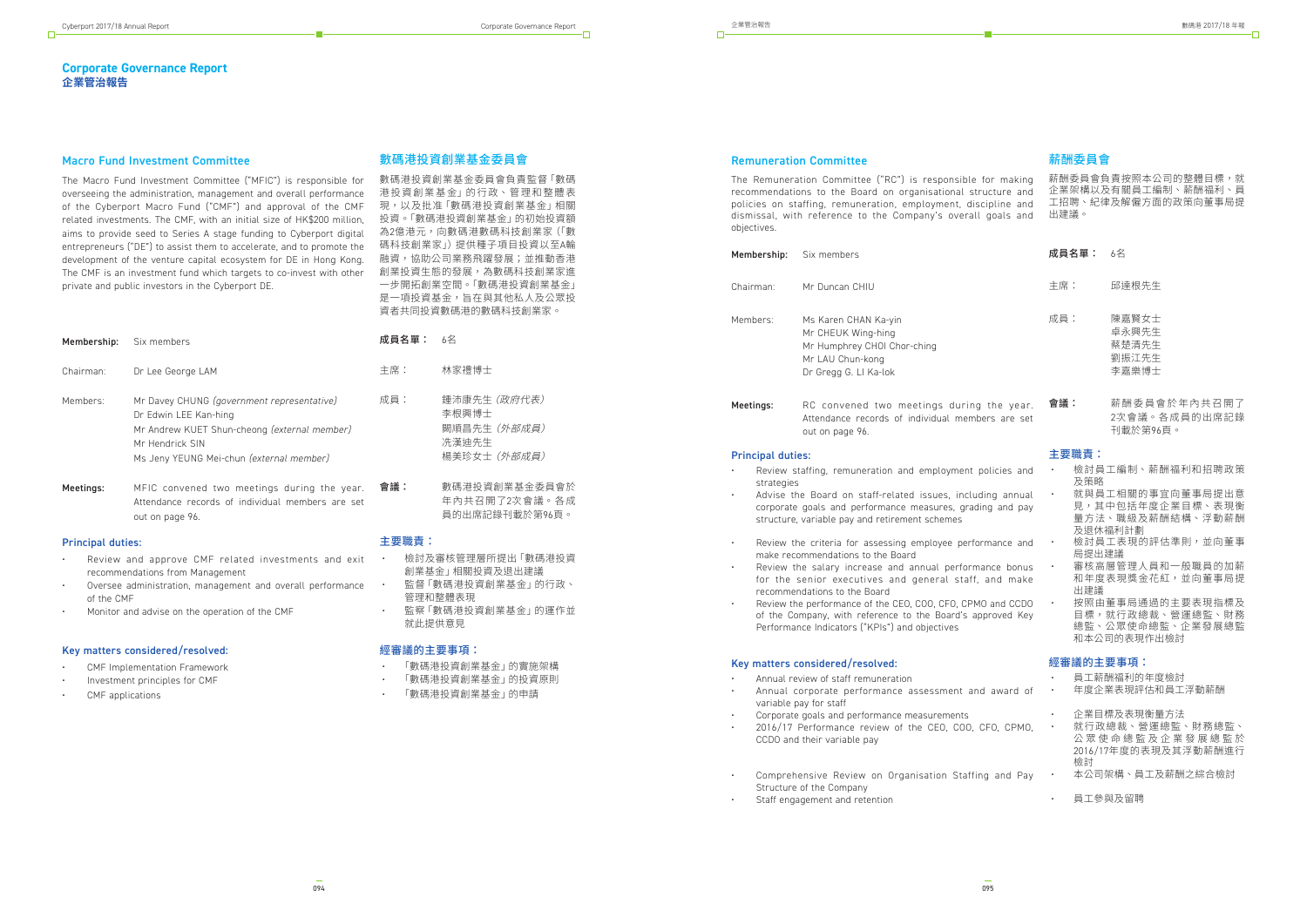# Corporate Governance Report
# 企業管治報告

## Macro Fund Investment Committee

The Macro Fund Investment Committee ("MFIC") is responsible for overseeing the administration, management and overall performance of the Cyberport Macro Fund ("CMF") and approval of all the CMF related investments. The CMF, with an initial size of HK$200 million, aims to provide seed to Series A stage funding to Cyberport digital entrepreneurs ("DE") to assist them to accelerate, and to promote the development of the venture capital ecosystem for DE in Hong Kong. The CMF is an investment fund which targets to co-invest with other private and public investors in the Cyberport DE.

**Membership:** Six members

Chairman: Dr Lee George LAM

Members:
Mr Davey CHUNG *(government representative)*
Dr Edwin LEE Kan-hing
Mr Andrew KUET Shun-cheong *(external member)*
Mr Hendrick SIN
Ms Jeny YEUNG Mei-chun *(external member)*

**Meetings:** MFIC convened two meetings during the year. Attendance records of individual members are set out on page 96.

### Principal duties:

- Review and approve CMF related investments and exit recommendations from Management
- Oversee administration, management and overall performance of the CMF
- Monitor and advise on the operation of the CMF

### Key matters considered/resolved:

- CMF Implementation Framework
- Investment principles for CMF
- CMF applications

## 數碼港投資創業基金委員會

數碼港投資創業基金委員會負責監督「數碼港投資創業基金」的行政、管理和整體表現，以及批准「數碼港投資創業基金」相關投資。「數碼港投資創業基金」的初始投資額為2億港元，向數碼港數碼科技創業家（「數碼科技創業家」）提供種子項目投資以至A輪融資，協助公司業務飛躍發展；並推動香港創業投資生態的發展，為數碼科技創業家進一步開拓創業空間。「數碼港投資創業基金」是一項投資基金，旨在與其他私人及公眾投資者共同投資數碼港的數碼科技創業家。

**成員名單：** 6名

主席： 林家禮博士

成員：
鍾沛康先生 *(政府代表)*
李根興博士
闕順昌先生 *(外部成員)*
冼漢迪先生
楊美珍女士 *(外部成員)*

**會議：** 數碼港投資創業基金委員會於年內共召開了2次會議。各成員的出席記錄刊載於第96頁。

### 主要職責：

- 檢討及審核管理層所提出「數碼港投資創業基金」相關投資及退出建議
- 監督「數碼港投資創業基金」的行政、管理和整體表現
- 監察「數碼港投資創業基金」的運作並就此提供意見

### 經審議的主要事項：

- 「數碼港投資創業基金」的實施架構
- 「數碼港投資創業基金」的投資原則
- 「數碼港投資創業基金」的申請

## Remuneration Committee

The Remuneration Committee ("RC") is responsible for making recommendations to the Board on organisational structure and policies on staffing, remuneration, employment, discipline and dismissal, with reference to the Company's overall goals and objectives.

**Membership:** Six members

Chairman: Mr Duncan CHIU

Members:
Ms Karen CHAN Ka-yin
Mr CHEUK Wing-hing
Mr Humphrey CHOI Chor-ching
Mr LAU Chun-kong
Dr Gregg G. LI Ka-lok

**Meetings:** RC convened two meetings during the year. Attendance records of individual members are set out on page 96.

### Principal duties:

- Review staffing, remuneration and employment policies and strategies
- Advise the Board on staff-related issues, including annual corporate goals and performance measures, grading and pay structure, variable pay and retirement schemes
- Review the criteria for assessing employee performance and make recommendations to the Board
- Review the salary increase and annual performance bonus for the senior executives and general staff, and make recommendations to the Board
- Review the performance of the CEO, COO, CFO, CPMO and CCDO of the Company, with reference to the Board's approved Key Performance Indicators ("KPIs") and objectives

### Key matters considered/resolved:

- Annual review of staff remuneration
- Annual corporate performance assessment and award of variable pay for staff
- Corporate goals and performance measurements
- 2016/17 Performance review of the CEO, COO, CFO, CPMO, CCDO and their variable pay
- Comprehensive Review on Organisation Staffing and Pay Structure of the Company
- Staff engagement and retention

## 薪酬委員會

薪酬委員會負責按照本公司的整體目標，就企業架構以及有關員工編制、薪酬福利、員工招聘、紀律及解僱方面的政策向董事局提出建議。

**成員名單：** 6名

主席： 邱達根先生

成員：
陳嘉賢女士
卓永興先生
蔡楚清先生
劉振江先生
李嘉樂博士

**會議：** 薪酬委員會於年內共召開了2次會議。各成員的出席記錄刊載於第96頁。

### 主要職責：

- 檢討員工編制、薪酬福利和招聘政策及策略
- 就與員工相關的事宜向董事局提出意見，其中包括年度企業目標、表現衡量方法、職級及薪酬結構、浮動薪酬及退休福利計劃
- 檢討員工表現的評估準則，並向董事局提出建議
- 審核高層管理人員和一般職員的加薪和年度表現獎金花紅，並向董事局提出建議
- 按照由董事局通過的主要表現指標及目標，就行政總裁、營運總監、財務總監、公眾使命總監、企業發展總監和本公司的表現作出檢討

### 經審議的主要事項：

- 員工薪酬福利的年度檢討
- 年度企業表現評估和員工浮動薪酬
- 企業目標及表現衡量方法
- 就行政總裁、營運總監、財務總監、公眾使命總監及企業發展總監於2016/17年度的表現及其浮動薪酬進行檢討
- 本公司架構、員工及薪酬之綜合檢討
- 員工參與及留聘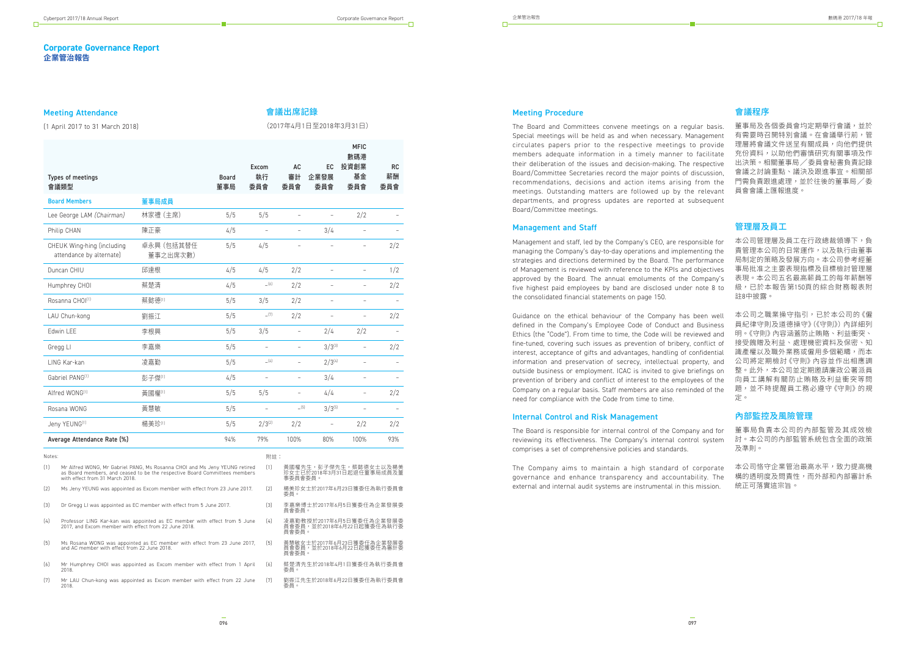# Corporate Governance Report
# 企業管治報告

## Meeting Attendance

## 會議出席記錄

(1 April 2017 to 31 March 2018)

（2017年4月1日至2018年3月31日）

| Types of meetings 會議類型 | | Board 董事局 | Excom 執行委員會 | AC 審計委員會 | EC 企業發展委員會 | MFIC 數碼港投資創業基金委員會 | RC 薪酬委員會 |
|---|---|---|---|---|---|---|---|
| **Board Members** | **董事局成員** | | | | | | |
| Lee George LAM *(Chairman)* | 林家禮 (主席) | 5/5 | 5/5 | – | – | 2/2 | – |
| Philip CHAN | 陳正豪 | 4/5 | – | – | 3/4 | – | – |
| CHEUK Wing-hing (including attendance by alternate) | 卓永興 (包括其替任董事之出席次數) | 5/5 | 4/5 | – | – | – | 2/2 |
| Duncan CHIU | 邱達根 | 4/5 | 4/5 | 2/2 | – | – | 1/2 |
| Humphrey CHOI | 蔡楚清 | 4/5 | –[6] | 2/2 | – | – | 2/2 |
| Rosanna CHOI[1] | 蔡懿德[1] | 5/5 | 3/5 | 2/2 | – | – | – |
| LAU Chun-kong | 劉振江 | 5/5 | –[7] | 2/2 | – | – | 2/2 |
| Edwin LEE | 李根興 | 5/5 | 3/5 | – | 2/4 | 2/2 | – |
| Gregg LI | 李嘉樂 | 5/5 | – | – | 3/3[3] | – | 2/2 |
| LING Kar-kan | 凌嘉勤 | 5/5 | –[4] | – | 2/3[4] | – | – |
| Gabriel PANG[1] | 彭子傑[1] | 4/5 | – | – | 3/4 | – | – |
| Alfred WONG[1] | 黃國權[1] | 5/5 | 5/5 | – | 4/4 | – | 2/2 |
| Rosana WONG | 黃慧敏 | 5/5 | – | –[5] | 3/3[5] | – | – |
| Jeny YEUNG[1] | 楊美珍[1] | 5/5 | 2/3[2] | 2/2 | – | 2/2 | 2/2 |
| **Average Attendance Rate (%)** | | 94% | 79% | 100% | 80% | 100% | 93% |

Notes:

(1) Mr Alfred WONG, Mr Gabriel PANG, Ms Rosanna CHOI and Ms Jeny YEUNG retired as Board members, and ceased to be the respective Board Committees members with effect from 31 March 2018.

(2) Ms Jeny YEUNG was appointed as Excom member with effect from 23 June 2017.

(3) Dr Gregg LI was appointed as EC member with effect from 5 June 2017.

(4) Professor LING Kar-kan was appointed as EC member with effect from 5 June 2017, and Excom member with effect from 22 June 2018.

(5) Ms Rosana WONG was appointed as EC member with effect from 23 June 2017, and AC member with effect from 22 June 2018.

(6) Mr Humphrey CHOI was appointed as Excom member with effect from 1 April 2018.

(7) Mr LAU Chun-kong was appointed as Excom member with effect from 22 June 2018.

附註：

(1) 黃國權先生，彭子傑先生，蔡懿德女士以及楊美珍女士已於2018年3月31日起退任董事局成員及董事委員會委員。

(2) 楊美珍女士於2017年6月23日獲委任為執行委員會委員。

(3) 李嘉樂博士於2017年6月5日獲委任為企業發展委員會委員。

(4) 凌嘉勤教授於2017年6月5日獲委任為企業發展委員會委員，並於2018年6月22日起獲委任為執行委員會委員。

(5) 黃慧敏女士於2017年6月23日獲委任為企業發展委員會委員，並於2018年6月22日起獲委任為審計委員會委員。

(6) 蔡楚清先生於2018年4月1日獲委任為執行委員會委員。

(7) 劉振江先生於2018年6月22日獲委任為執行委員會委員。

## Meeting Procedure

The Board and Committees convene meetings on a regular basis. Special meetings will be held as and when necessary. Management circulates papers prior to the respective meetings to provide members adequate information in a timely manner to facilitate their deliberation of the issues and decision-making. The respective Board/Committee Secretaries record the major points of discussion, recommendations, decisions and action items arising from the meetings. Outstanding matters are followed up by the relevant departments, and progress updates are reported at subsequent Board/Committee meetings.

## 會議程序

董事局及各個委員會均定期舉行會議，並於有需要時召開特別會議。在會議舉行前，管理層將會議文件送呈有關成員，向他們提供充份資料，以助他們審慎研究有關事項及作出決策。相關董事局／委員會秘書負責記錄會議之討論重點、議決及跟進事宜。相關部門需負責跟進處理，並於往後的董事局／委員會會議上匯報進度。

## Management and Staff

Management and staff, led by the Company's CEO, are responsible for managing the Company's day-to-day operations and implementing the strategies and directions determined by the Board. The performance of Management is reviewed with reference to the KPIs and objectives approved by the Board. The annual emoluments of the Company's five highest paid employees by band are disclosed under note 8 to the consolidated financial statements on page 150.

Guidance on the ethical behaviour of the Company has been well defined in the Company's Employee Code of Conduct and Business Ethics (the "Code"). From time to time, the Code will be reviewed and fine-tuned, covering such issues as prevention of bribery, conflict of interest, acceptance of gifts and advantages, handling of confidential information and preservation of secrecy, intellectual property, and outside business or employment. ICAC is invited to give briefings on prevention of bribery and conflict of interest to the employees of the Company on a regular basis. Staff members are also reminded of the need for compliance with the Code from time to time.

## 管理層及員工

本公司管理層及員工在行政總裁領導下，負責管理本公司的日常運作，以及執行由董事局制定的策略及發展方向。本公司參考經董事局批准之主要表現指標及目標檢討管理層表現。本公司五名最高薪員工的每年薪酬等級，已於本報告第150頁的綜合財務報表附註8中披露。

本公司之職業操守指引，已於本公司的《僱員紀律守則及道德操守》(《守則》) 內詳細列明。《守則》內容涵蓋防止賄賂、利益衝突、接受餽贈及利益、處理機密資料及保密、知識產權以及職外業務或僱用多個範疇，而本公司將定期檢討《守則》內容並作出相應調整。此外，本公司並定期邀請廉政公署派員向員工講解有關防止賄賂及利益衝突等問題，並不時提醒員工務必遵守《守則》的規定。

## Internal Control and Risk Management

The Board is responsible for internal control of the Company and for reviewing its effectiveness. The Company's internal control system comprises a set of comprehensive policies and standards.

The Company aims to maintain a high standard of corporate governance and enhance transparency and accountability. The external and internal audit systems are instrumental in this mission.

## 內部監控及風險管理

董事局負責本公司的內部監管及其成效檢討。本公司的內部監管系統包含全面的政策及準則。

本公司恪守企業管治最高水平，致力提高機構的透明度及問責性，而外部和內部審計系統正可落實這宗旨。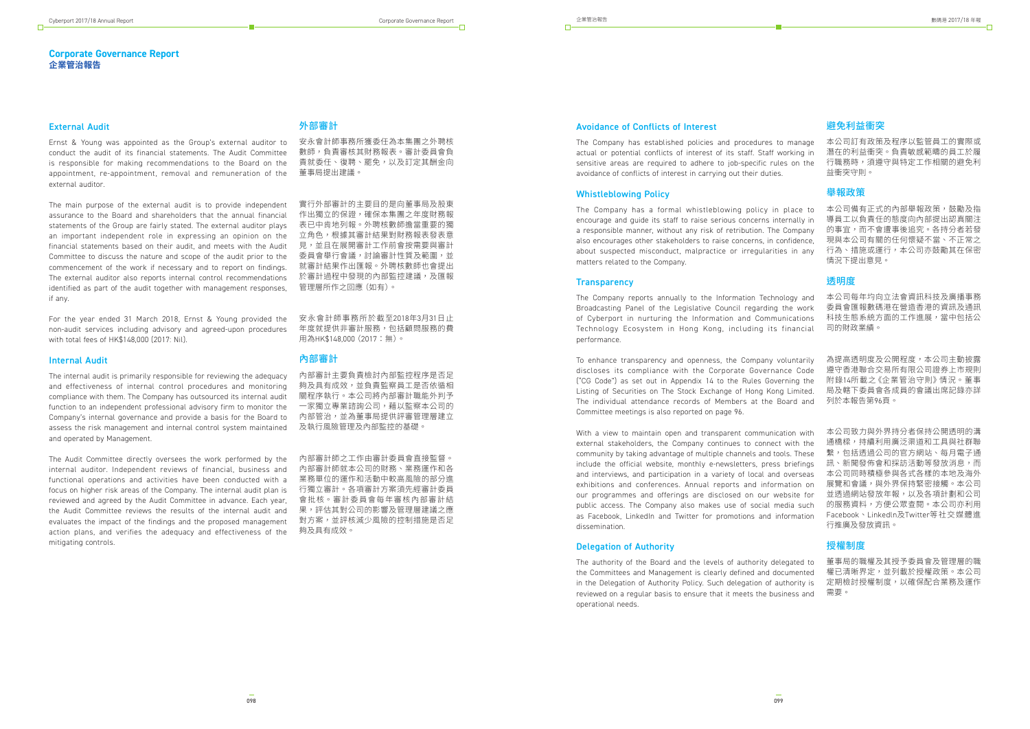# Corporate Governance Report
# 企業管治報告

## External Audit

Ernst & Young was appointed as the Group's external auditor to conduct the audit of its financial statements. The Audit Committee is responsible for making recommendations to the Board on the appointment, re-appointment, removal and remuneration of the external auditor.

The main purpose of the external audit is to provide independent assurance to the Board and shareholders that the annual financial statements of the Group are fairly stated. The external auditor plays an important independent role in expressing an opinion on the financial statements based on their audit, and meets with the Audit Committee to discuss the nature and scope of the audit prior to the commencement of the work if necessary and to report on findings. The external auditor also reports internal control recommendations identified as part of the audit together with management responses, if any.

For the year ended 31 March 2018, Ernst & Young provided the non-audit services including advisory and agreed-upon procedures with total fees of HK$148,000 (2017: Nil).

## 外部審計

安永會計師事務所獲委任為本集團之外聘核數師，負責審核其財務報表。審計委員會負責就委任、復聘、罷免，以及訂定其酬金向董事局提出建議。

實行外部審計的主要目的是向董事局及股東作出獨立的保證，確保本集團之年度財務報表已中肯地列報。外聘核數師擔當重要的獨立角色，根據其審計結果對財務報表發表意見，並且在展開審計工作前會按需要與審計委員會舉行會議，討論審計性質及範圍，並就審計結果作出匯報。外聘核數師也會提出於審計過程中發現的內部監控建議，及匯報管理層所作之回應（如有）。

安永會計師事務所於截至2018年3月31日止年度就提供非審計服務，包括顧問服務的費用為HK$148,000（2017：無）。

## Internal Audit

The internal audit is primarily responsible for reviewing the adequacy and effectiveness of internal control procedures and monitoring compliance with them. The Company has outsourced its internal audit function to an independent professional advisory firm to monitor the Company's internal governance and provide a basis for the Board to assess the risk management and internal control system maintained and operated by Management.

The Audit Committee directly oversees the work performed by the internal auditor. Independent reviews of financial, business and functional operations and activities have been conducted with a focus on higher risk areas of the Company. The internal audit plan is reviewed and agreed by the Audit Committee in advance. Each year, the Audit Committee reviews the results of the internal audit and evaluates the impact of the findings and the proposed management action plans, and verifies the adequacy and effectiveness of the mitigating controls.

## 內部審計

內部審計主要負責檢討內部監控程序是否足夠及具有成效，並負責監察員工是否依循相關程序執行。本公司將內部審計職能外判予一家獨立專業諮詢公司，藉以監察本公司的內部管治，並為董事局提供評審管理層建立及執行風險管理及內部監控的基礎。

內部審計師之工作由審計委員會直接監督。內部審計師就本公司的財務、業務運作和各業務單位的運作和活動中較高風險的部分進行獨立審計。各項審計方案須先經審計委員會批核。審計委員會每年審核內部審計結果，評估其對公司的影響及管理層建議之應對方案，並評核減少風險的控制措施是否足夠及具有成效。

## Avoidance of Conflicts of Interest

The Company has established policies and procedures to manage actual or potential conflicts of interest of its staff. Staff working in sensitive areas are required to adhere to job-specific rules on the avoidance of conflicts of interest in carrying out their duties.

## 避免利益衝突

本公司訂有政策及程序以監管員工的實際或潛在的利益衝突。負責敏感範疇的員工於履行職務時，須遵守與特定工作相關的避免利益衝突守則。

## Whistleblowing Policy

The Company has a formal whistleblowing policy in place to encourage and guide its staff to raise serious concerns internally in a responsible manner, without any risk of retribution. The Company also encourages other stakeholders to raise concerns, in confidence, about suspected misconduct, malpractice or irregularities in any matters related to the Company.

## 舉報政策

本公司備有正式的內部舉報政策，鼓勵及指導員工以負責任的態度向內部提出認真關注的事宜，而不會遭事後追究。各持分者若發現與本公司有關的任何懷疑不當、不正常之行為、措施或運行，本公司亦鼓勵其在保密情況下提出意見。

## Transparency

The Company reports annually to the Information Technology and Broadcasting Panel of the Legislative Council regarding the work of Cyberport in nurturing the Information and Communications Technology Ecosystem in Hong Kong, including its financial performance.

To enhance transparency and openness, the Company voluntarily discloses its compliance with the Corporate Governance Code ("CG Code") as set out in Appendix 14 to the Rules Governing the Listing of Securities on The Stock Exchange of Hong Kong Limited. The individual attendance records of Members at the Board and Committee meetings is also reported on page 96.

With a view to maintain open and transparent communication with external stakeholders, the Company continues to connect with the community by taking advantage of multiple channels and tools. These include the official website, monthly e-newsletters, press briefings and interviews, and participation in a variety of local and overseas exhibitions and conferences. Annual reports and information on our programmes and offerings are disclosed on our website for public access. The Company also makes use of social media such as Facebook, LinkedIn and Twitter for promotions and information dissemination.

## 透明度

本公司每年均向立法會資訊科技及廣播事務委員會匯報數碼港在營造香港的資訊及通訊科技生態系統方面的工作進展，當中包括公司的財政業績。

為提高透明度及公開程度，本公司主動披露遵守香港聯合交易所有限公司證券上市規則附錄14所載之《企業管治守則》情況。董事局及轄下委員會各成員的會議出席記錄亦詳列於本報告第96頁。

本公司致力與外界持分者保持公開透明的溝通橋樑，持續利用廣泛渠道和工具與社群聯繫，包括透過公司的官方網站、每月電子通訊、新聞發佈會和採訪活動等發放消息，而本公司同時積極參與各式各樣的本地及海外展覽和會議，與外界保持緊密接觸。本公司並透過網站發放年報，以及各項計劃和公司的服務資料，方便公眾查閱。本公司亦利用Facebook、LinkedIn及Twitter等社交媒體進行推廣及發放資訊。

## Delegation of Authority

The authority of the Board and the levels of authority delegated to the Committees and Management is clearly defined and documented in the Delegation of Authority Policy. Such delegation of authority is reviewed on a regular basis to ensure that it meets the business and operational needs.

## 授權制度

董事局的職權及其授予委員會及管理層的職權已清晰界定，並列載於授權政策。本公司定期檢討授權制度，以確保配合業務及運作需要。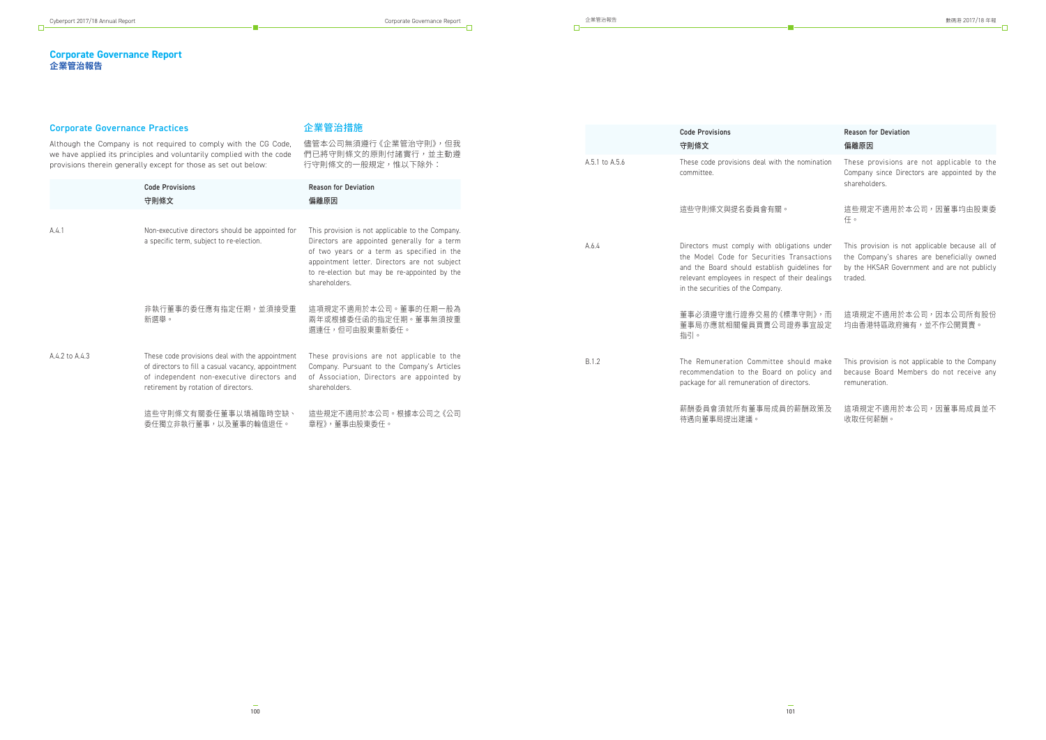# Corporate Governance Report
# 企業管治報告

## Corporate Governance Practices

Although the Company is not required to comply with the CG Code, we have applied its principles and voluntarily complied with the code provisions therein generally except for those as set out below:

## 企業管治措施

儘管本公司無須遵行《企業管治守則》，但我們已將守則條文的原則付諸實行，並主動遵行守則條文的一般規定，惟以下除外：

| | Code Provisions<br>守則條文 | Reason for Deviation<br>偏離原因 |
|---|---|---|
| A.4.1 | Non-executive directors should be appointed for a specific term, subject to re-election. | This provision is not applicable to the Company. Directors are appointed generally for a term of two years or a term as specified in the appointment letter. Directors are not subject to re-election but may be re-appointed by the shareholders. |
| | 非執行董事的委任應有指定任期，並須接受重新選舉。 | 這項規定不適用於本公司。董事的任期一般為兩年或根據委任函的指定任期。董事無須按重選連任，但可由股東重新委任。 |
| A.4.2 to A.4.3 | These code provisions deal with the appointment of directors to fill a casual vacancy, appointment of independent non-executive directors and retirement by rotation of directors. | These provisions are not applicable to the Company. Pursuant to the Company's Articles of Association, Directors are appointed by shareholders. |
| | 這些守則條文有關委任董事以填補臨時空缺、委任獨立非執行董事，以及董事的輪值退任。 | 這些規定不適用於本公司。根據本公司之《公司章程》，董事由股東委任。 |
| A.5.1 to A.5.6 | These code provisions deal with the nomination committee. | These provisions are not applicable to the Company since Directors are appointed by the shareholders. |
| | 這些守則條文與提名委員會有關。 | 這些規定不適用於本公司，因董事均由股東委任。 |
| A.6.4 | Directors must comply with obligations under the Model Code for Securities Transactions and the Board should establish guidelines for relevant employees in respect of their dealings in the securities of the Company. | This provision is not applicable because all of the Company's shares are beneficially owned by the HKSAR Government and are not publicly traded. |
| | 董事必須遵守進行證券交易的《標準守則》，而董事局亦應就相關僱員買賣公司證券事宜設定指引。 | 這項規定不適用於本公司，因本公司所有股份均由香港特區政府擁有，並不作公開買賣。 |
| B.1.2 | The Remuneration Committee should make recommendation to the Board on policy and package for all remuneration of directors. | This provision is not applicable to the Company because Board Members do not receive any remuneration. |
| | 薪酬委員會須就所有董事局成員的薪酬政策及待遇向董事局提出建議。 | 這項規定不適用於本公司，因董事局成員並不收取任何薪酬。 |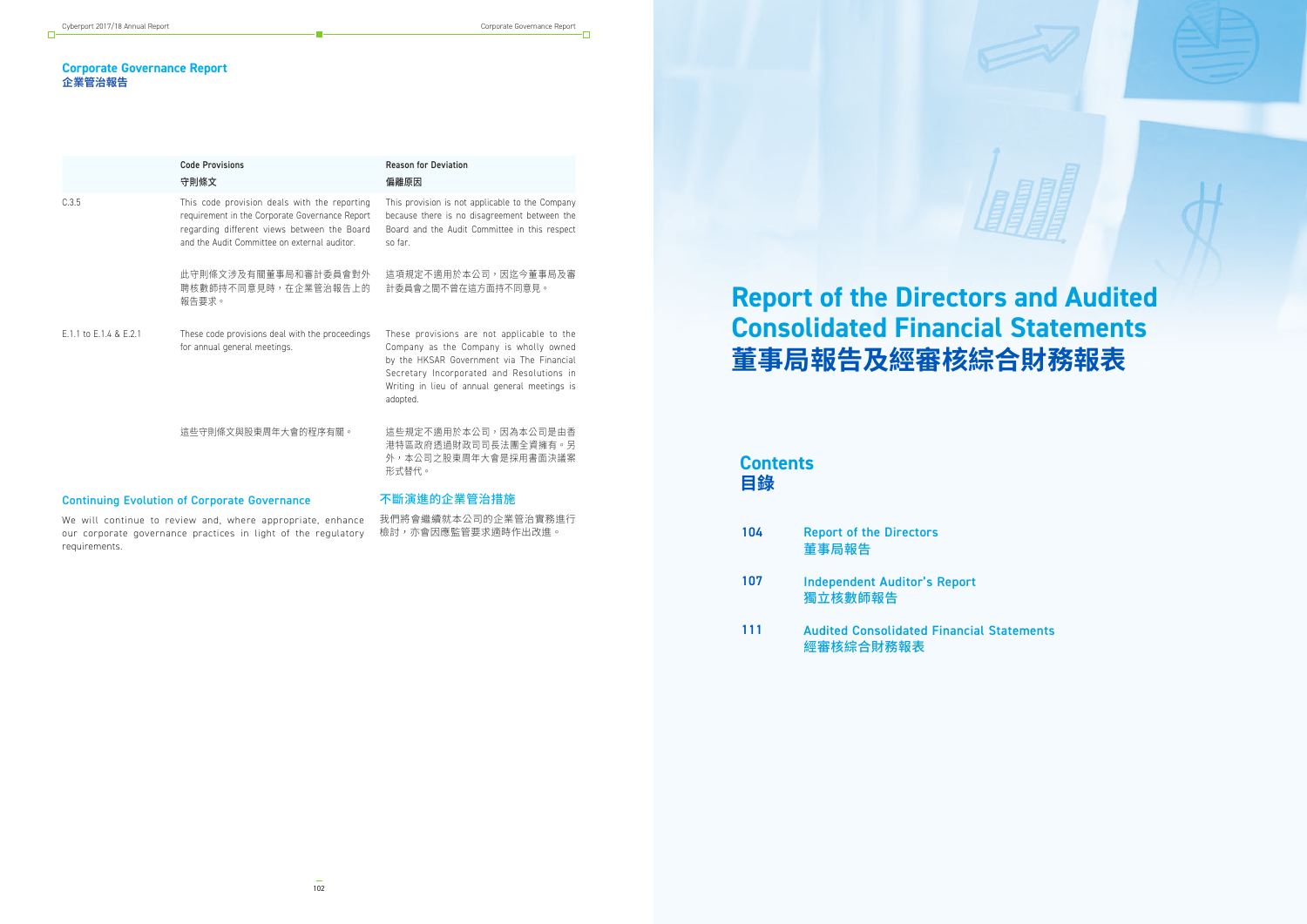## Corporate Governance Report
## 企業管治報告

| | Code Provisions 守則條文 | Reason for Deviation 偏離原因 |
|---|---|---|
| C.3.5 | This code provision deals with the reporting requirement in the Corporate Governance Report regarding different views between the Board and the Audit Committee on external auditor. | This provision is not applicable to the Company because there is no disagreement between the Board and the Audit Committee in this respect so far. |
| | 此守則條文涉及有關董事局和審計委員會對外聘核數師持不同意見時，在企業管治報告上的報告要求。 | 這項規定不適用於本公司，因迄今董事局及審計委員會之間不曾在這方面持不同意見。 |
| E.1.1 to E.1.4 & E.2.1 | These code provisions deal with the proceedings for annual general meetings. | These provisions are not applicable to the Company as the Company is wholly owned by the HKSAR Government via The Financial Secretary Incorporated and Resolutions in Writing in lieu of annual general meetings is adopted. |
| | 這些守則條文與股東周年大會的程序有關。 | 這些規定不適用於本公司，因為本公司是由香港特區政府透過財政司司長法團全資擁有。另外，本公司之股東周年大會是採用書面決議案形式替代。 |

### Continuing Evolution of Corporate Governance

We will continue to review and, where appropriate, enhance our corporate governance practices in light of the regulatory requirements.

### 不斷演進的企業管治措施

我們將會繼續就本公司的企業管治實務進行檢討，亦會因應監管要求適時作出改進。

# Report of the Directors and Audited Consolidated Financial Statements
# 董事局報告及經審核綜合財務報表

## Contents
## 目錄

| | |
|---|---|
| 104 | Report of the Directors 董事局報告 |
| 107 | Independent Auditor's Report 獨立核數師報告 |
| 111 | Audited Consolidated Financial Statements 經審核綜合財務報表 |